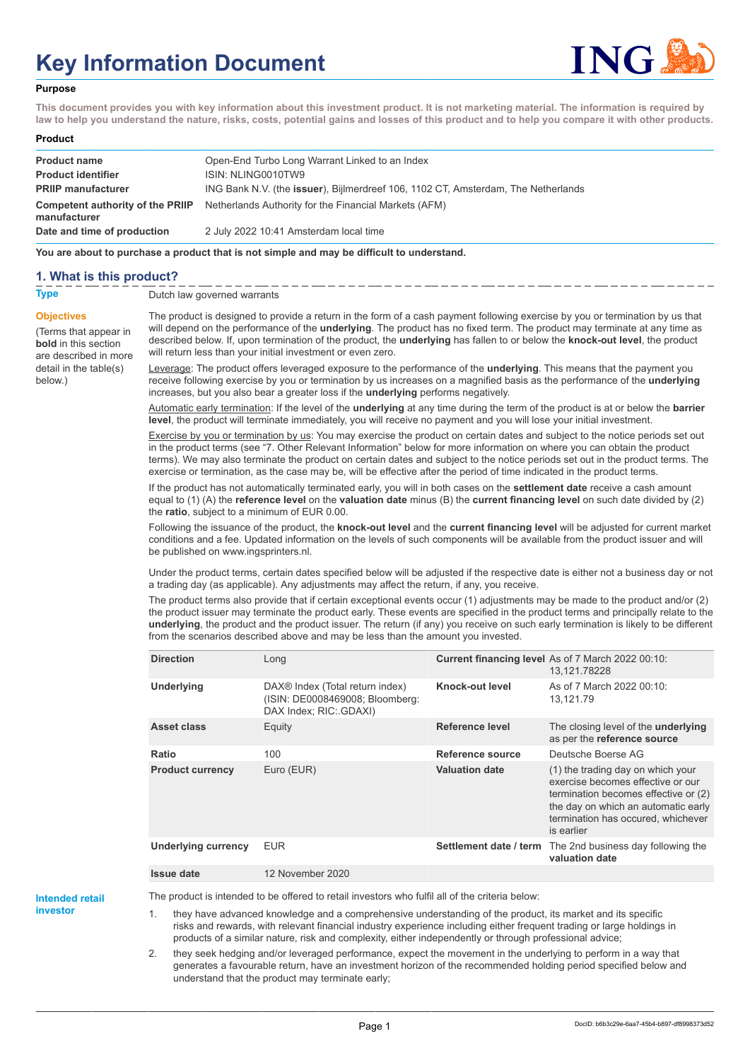# Key Information Document

**Purpose**

**This document provides you with key information about this investment product. It is not marketing material. The information is required by law to help you understand the nature, risks, costs, potential gains and losses of this product and to help you compare it with other products.**

**Product**

| | |
|---|---|
| **Product name** | Open-End Turbo Long Warrant Linked to an Index |
| **Product identifier** | ISIN: NLING0010TW9 |
| **PRIIP manufacturer** | ING Bank N.V. (the **issuer**), Bijlmerdreef 106, 1102 CT, Amsterdam, The Netherlands |
| **Competent authority of the PRIIP manufacturer** | Netherlands Authority for the Financial Markets (AFM) |
| **Date and time of production** | 2 July 2022 10:41 Amsterdam local time |

**You are about to purchase a product that is not simple and may be difficult to understand.**

## 1. What is this product?

**Type**

Dutch law governed warrants

**Objectives**

(Terms that appear in **bold** in this section are described in more detail in the table(s) below.)

The product is designed to provide a return in the form of a cash payment following exercise by you or termination by us that will depend on the performance of the **underlying**. The product has no fixed term. The product may terminate at any time as described below. If, upon termination of the product, the **underlying** has fallen to or below the **knock-out level**, the product will return less than your initial investment or even zero.

Leverage: The product offers leveraged exposure to the performance of the **underlying**. This means that the payment you receive following exercise by you or termination by us increases on a magnified basis as the performance of the **underlying** increases, but you also bear a greater loss if the **underlying** performs negatively.

Automatic early termination: If the level of the **underlying** at any time during the term of the product is at or below the **barrier level**, the product will terminate immediately, you will receive no payment and you will lose your initial investment.

Exercise by you or termination by us: You may exercise the product on certain dates and subject to the notice periods set out in the product terms (see "7. Other Relevant Information" below for more information on where you can obtain the product terms). We may also terminate the product on certain dates and subject to the notice periods set out in the product terms. The exercise or termination, as the case may be, will be effective after the period of time indicated in the product terms.

If the product has not automatically terminated early, you will in both cases on the **settlement date** receive a cash amount equal to (1) (A) the **reference level** on the **valuation date** minus (B) the **current financing level** on such date divided by (2) the **ratio**, subject to a minimum of EUR 0.00.

Following the issuance of the product, the **knock-out level** and the **current financing level** will be adjusted for current market conditions and a fee. Updated information on the levels of such components will be available from the product issuer and will be published on www.ingsprinters.nl.

Under the product terms, certain dates specified below will be adjusted if the respective date is either not a business day or not a trading day (as applicable). Any adjustments may affect the return, if any, you receive.

The product terms also provide that if certain exceptional events occur (1) adjustments may be made to the product and/or (2) the product issuer may terminate the product early. These events are specified in the product terms and principally relate to the **underlying**, the product and the product issuer. The return (if any) you receive on such early termination is likely to be different from the scenarios described above and may be less than the amount you invested.

| | | | |
|---|---|---|---|
| **Direction** | Long | **Current financing level** | As of 7 March 2022 00:10: 13,121.78228 |
| **Underlying** | DAX® Index (Total return index) (ISIN: DE0008469008; Bloomberg: DAX Index; RIC:.GDAXI) | **Knock-out level** | As of 7 March 2022 00:10: 13,121.79 |
| **Asset class** | Equity | **Reference level** | The closing level of the **underlying** as per the **reference source** |
| **Ratio** | 100 | **Reference source** | Deutsche Boerse AG |
| **Product currency** | Euro (EUR) | **Valuation date** | (1) the trading day on which your exercise becomes effective or our termination becomes effective or (2) the day on which an automatic early termination has occured, whichever is earlier |
| **Underlying currency** | EUR | **Settlement date / term** | The 2nd business day following the **valuation date** |
| **Issue date** | 12 November 2020 | | |

**Intended retail investor**

The product is intended to be offered to retail investors who fulfil all of the criteria below:

1. they have advanced knowledge and a comprehensive understanding of the product, its market and its specific risks and rewards, with relevant financial industry experience including either frequent trading or large holdings in products of a similar nature, risk and complexity, either independently or through professional advice;
2. they seek hedging and/or leveraged performance, expect the movement in the underlying to perform in a way that generates a favourable return, have an investment horizon of the recommended holding period specified below and understand that the product may terminate early;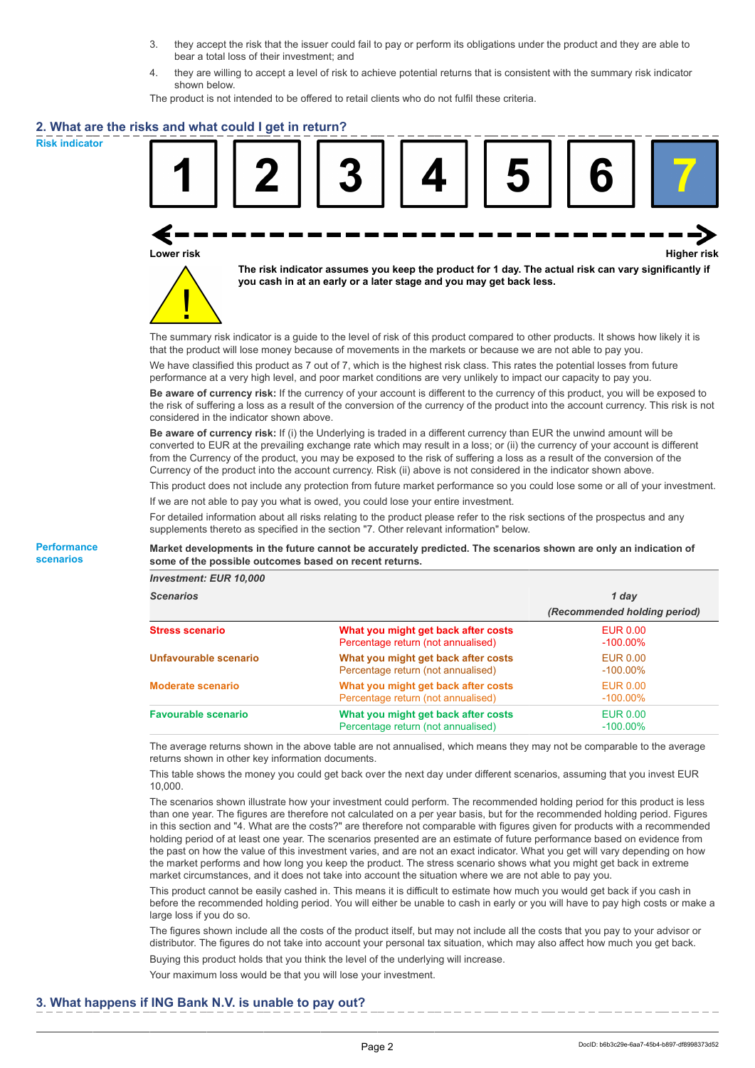3. they accept the risk that the issuer could fail to pay or perform its obligations under the product and they are able to bear a total loss of their investment; and
4. they are willing to accept a level of risk to achieve potential returns that is consistent with the summary risk indicator shown below.

The product is not intended to be offered to retail clients who do not fulfil these criteria.

## 2. What are the risks and what could I get in return?

**Risk indicator**

| 1 | 2 | 3 | 4 | 5 | 6 | **7** |
|---|---|---|---|---|---|---|

Lower risk ← → Higher risk

**The risk indicator assumes you keep the product for 1 day. The actual risk can vary significantly if you cash in at an early or a later stage and you may get back less.**

The summary risk indicator is a guide to the level of risk of this product compared to other products. It shows how likely it is that the product will lose money because of movements in the markets or because we are not able to pay you.

We have classified this product as 7 out of 7, which is the highest risk class. This rates the potential losses from future performance at a very high level, and poor market conditions are very unlikely to impact our capacity to pay you.

**Be aware of currency risk:** If the currency of your account is different to the currency of this product, you will be exposed to the risk of suffering a loss as a result of the conversion of the currency of the product into the account currency. This risk is not considered in the indicator shown above.

**Be aware of currency risk:** If (i) the Underlying is traded in a different currency than EUR the unwind amount will be converted to EUR at the prevailing exchange rate which may result in a loss; or (ii) the currency of your account is different from the Currency of the product, you may be exposed to the risk of suffering a loss as a result of the conversion of the Currency of the product into the account currency. Risk (ii) above is not considered in the indicator shown above.

This product does not include any protection from future market performance so you could lose some or all of your investment.

If we are not able to pay you what is owed, you could lose your entire investment.

For detailed information about all risks relating to the product please refer to the risk sections of the prospectus and any supplements thereto as specified in the section "7. Other relevant information" below.

**Performance scenarios**

**Market developments in the future cannot be accurately predicted. The scenarios shown are only an indication of some of the possible outcomes based on recent returns.**

| ***Investment: EUR 10,000*** | | |
|---|---|---|
| ***Scenarios*** | | ***1 day (Recommended holding period)*** |
| **Stress scenario** | **What you might get back after costs** | EUR 0.00 |
| | Percentage return (not annualised) | -100.00% |
| **Unfavourable scenario** | **What you might get back after costs** | EUR 0.00 |
| | Percentage return (not annualised) | -100.00% |
| **Moderate scenario** | **What you might get back after costs** | EUR 0.00 |
| | Percentage return (not annualised) | -100.00% |
| **Favourable scenario** | **What you might get back after costs** | EUR 0.00 |
| | Percentage return (not annualised) | -100.00% |

The average returns shown in the above table are not annualised, which means they may not be comparable to the average returns shown in other key information documents.

This table shows the money you could get back over the next day under different scenarios, assuming that you invest EUR 10,000.

The scenarios shown illustrate how your investment could perform. The recommended holding period for this product is less than one year. The figures are therefore not calculated on a per year basis, but for the recommended holding period. Figures in this section and "4. What are the costs?" are therefore not comparable with figures given for products with a recommended holding period of at least one year. The scenarios presented are an estimate of future performance based on evidence from the past on how the value of this investment varies, and are not an exact indicator. What you get will vary depending on how the market performs and how long you keep the product. The stress scenario shows what you might get back in extreme market circumstances, and it does not take into account the situation where we are not able to pay you.

This product cannot be easily cashed in. This means it is difficult to estimate how much you would get back if you cash in before the recommended holding period. You will either be unable to cash in early or you will have to pay high costs or make a large loss if you do so.

The figures shown include all the costs of the product itself, but may not include all the costs that you pay to your advisor or distributor. The figures do not take into account your personal tax situation, which may also affect how much you get back.

Buying this product holds that you think the level of the underlying will increase.

Your maximum loss would be that you will lose your investment.

## 3. What happens if ING Bank N.V. is unable to pay out?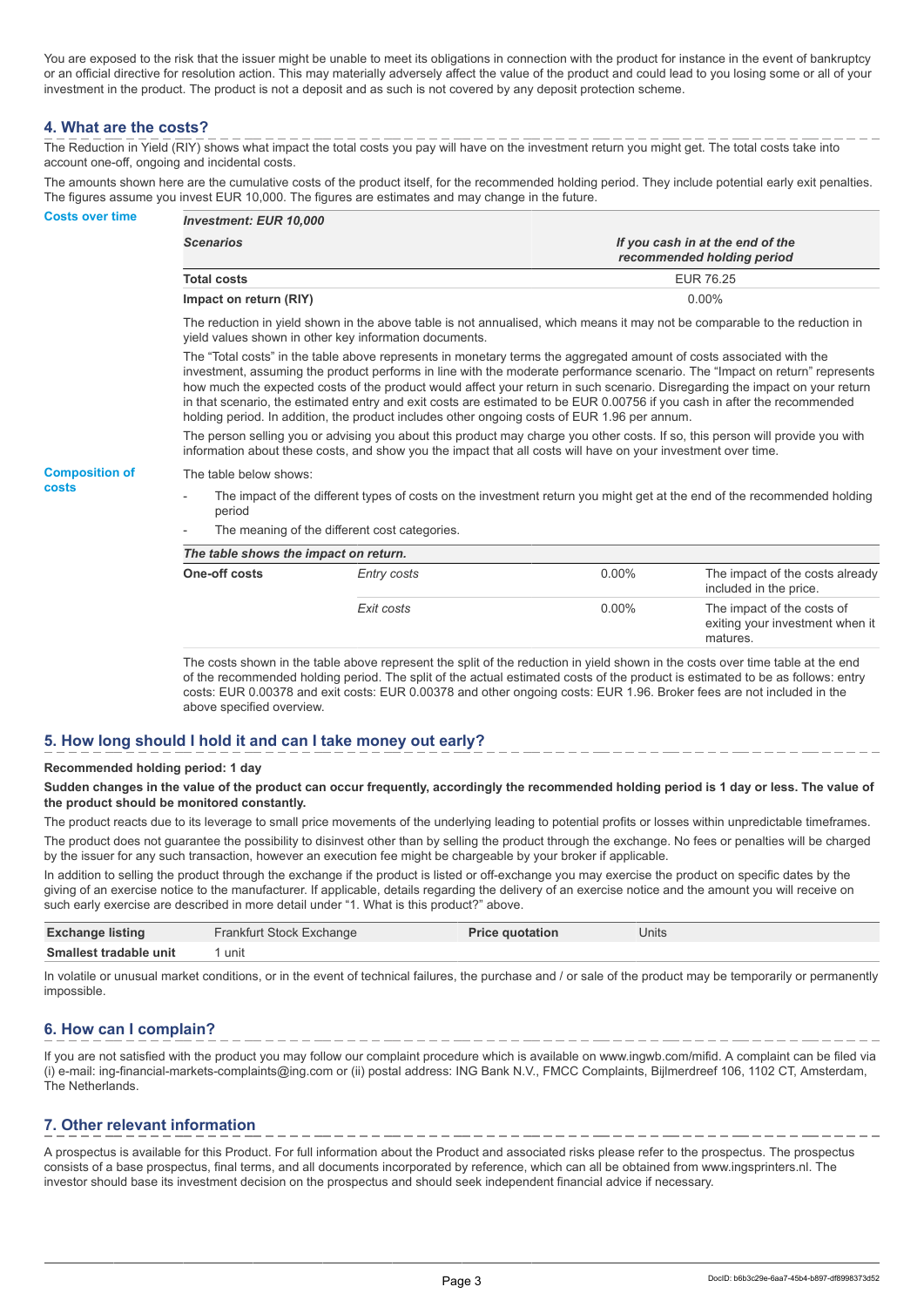You are exposed to the risk that the issuer might be unable to meet its obligations in connection with the product for instance in the event of bankruptcy or an official directive for resolution action. This may materially adversely affect the value of the product and could lead to you losing some or all of your investment in the product. The product is not a deposit and as such is not covered by any deposit protection scheme.

## 4. What are the costs?

The Reduction in Yield (RIY) shows what impact the total costs you pay will have on the investment return you might get. The total costs take into account one-off, ongoing and incidental costs.

The amounts shown here are the cumulative costs of the product itself, for the recommended holding period. They include potential early exit penalties. The figures assume you invest EUR 10,000. The figures are estimates and may change in the future.

**Costs over time**

| *Investment: EUR 10,000* | |
|---|---|
| ***Scenarios*** | ***If you cash in at the end of the recommended holding period*** |
| **Total costs** | EUR 76.25 |
| **Impact on return (RIY)** | 0.00% |

The reduction in yield shown in the above table is not annualised, which means it may not be comparable to the reduction in yield values shown in other key information documents.

The "Total costs" in the table above represents in monetary terms the aggregated amount of costs associated with the investment, assuming the product performs in line with the moderate performance scenario. The "Impact on return" represents how much the expected costs of the product would affect your return in such scenario. Disregarding the impact on your return in that scenario, the estimated entry and exit costs are estimated to be EUR 0.00756 if you cash in after the recommended holding period. In addition, the product includes other ongoing costs of EUR 1.96 per annum.

The person selling you or advising you about this product may charge you other costs. If so, this person will provide you with information about these costs, and show you the impact that all costs will have on your investment over time.

**Composition of costs**

The table below shows:

- The impact of the different types of costs on the investment return you might get at the end of the recommended holding period
- The meaning of the different cost categories.

| *The table shows the impact on return.* | | | |
|---|---|---|---|
| **One-off costs** | *Entry costs* | 0.00% | The impact of the costs already included in the price. |
| | *Exit costs* | 0.00% | The impact of the costs of exiting your investment when it matures. |

The costs shown in the table above represent the split of the reduction in yield shown in the costs over time table at the end of the recommended holding period. The split of the actual estimated costs of the product is estimated to be as follows: entry costs: EUR 0.00378 and exit costs: EUR 0.00378 and other ongoing costs: EUR 1.96. Broker fees are not included in the above specified overview.

## 5. How long should I hold it and can I take money out early?

**Recommended holding period: 1 day**

**Sudden changes in the value of the product can occur frequently, accordingly the recommended holding period is 1 day or less. The value of the product should be monitored constantly.**

The product reacts due to its leverage to small price movements of the underlying leading to potential profits or losses within unpredictable timeframes.

The product does not guarantee the possibility to disinvest other than by selling the product through the exchange. No fees or penalties will be charged by the issuer for any such transaction, however an execution fee might be chargeable by your broker if applicable.

In addition to selling the product through the exchange if the product is listed or off-exchange you may exercise the product on specific dates by the giving of an exercise notice to the manufacturer. If applicable, details regarding the delivery of an exercise notice and the amount you will receive on such early exercise are described in more detail under "1. What is this product?" above.

| **Exchange listing** | Frankfurt Stock Exchange | **Price quotation** | Units |
|---|---|---|---|
| **Smallest tradable unit** | 1 unit | | |

In volatile or unusual market conditions, or in the event of technical failures, the purchase and / or sale of the product may be temporarily or permanently impossible.

## 6. How can I complain?

If you are not satisfied with the product you may follow our complaint procedure which is available on www.ingwb.com/mifid. A complaint can be filed via (i) e-mail: ing-financial-markets-complaints@ing.com or (ii) postal address: ING Bank N.V., FMCC Complaints, Bijlmerdreef 106, 1102 CT, Amsterdam, The Netherlands.

## 7. Other relevant information

A prospectus is available for this Product. For full information about the Product and associated risks please refer to the prospectus. The prospectus consists of a base prospectus, final terms, and all documents incorporated by reference, which can all be obtained from www.ingsprinters.nl. The investor should base its investment decision on the prospectus and should seek independent financial advice if necessary.

DocID: b6b3c29e-6aa7-45b4-b897-df8998373d52